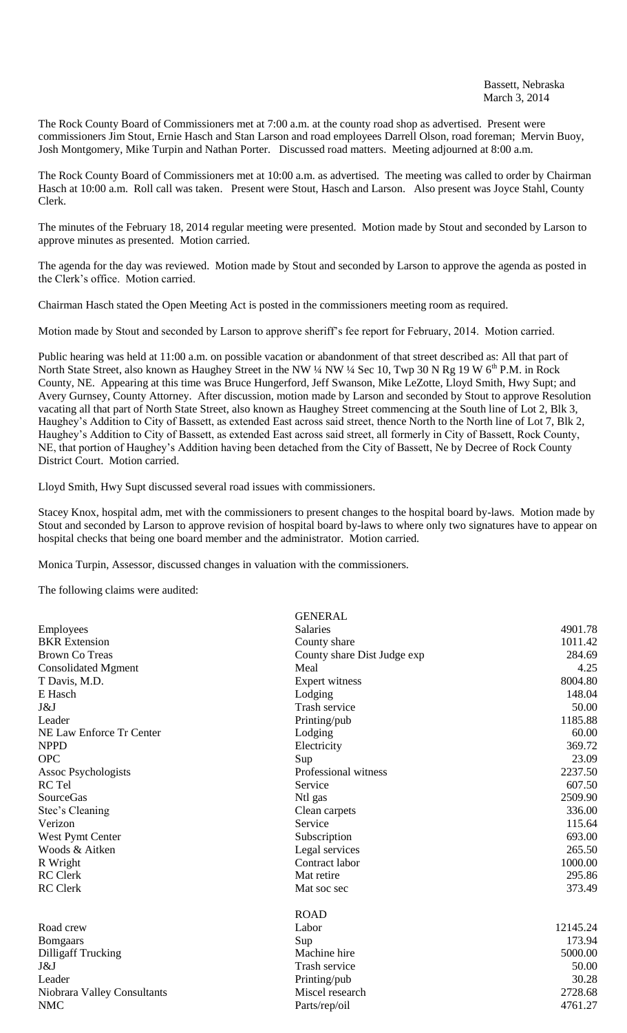Bassett, Nebraska
March 3, 2014

The Rock County Board of Commissioners met at 7:00 a.m. at the county road shop as advertised. Present were commissioners Jim Stout, Ernie Hasch and Stan Larson and road employees Darrell Olson, road foreman; Mervin Buoy, Josh Montgomery, Mike Turpin and Nathan Porter. Discussed road matters. Meeting adjourned at 8:00 a.m.

The Rock County Board of Commissioners met at 10:00 a.m. as advertised. The meeting was called to order by Chairman Hasch at 10:00 a.m. Roll call was taken. Present were Stout, Hasch and Larson. Also present was Joyce Stahl, County Clerk.

The minutes of the February 18, 2014 regular meeting were presented. Motion made by Stout and seconded by Larson to approve minutes as presented. Motion carried.

The agenda for the day was reviewed. Motion made by Stout and seconded by Larson to approve the agenda as posted in the Clerk's office. Motion carried.

Chairman Hasch stated the Open Meeting Act is posted in the commissioners meeting room as required.

Motion made by Stout and seconded by Larson to approve sheriff's fee report for February, 2014. Motion carried.

Public hearing was held at 11:00 a.m. on possible vacation or abandonment of that street described as: All that part of North State Street, also known as Haughey Street in the NW ¼ NW ¼ Sec 10, Twp 30 N Rg 19 W 6th P.M. in Rock County, NE. Appearing at this time was Bruce Hungerford, Jeff Swanson, Mike LeZotte, Lloyd Smith, Hwy Supt; and Avery Gurnsey, County Attorney. After discussion, motion made by Larson and seconded by Stout to approve Resolution vacating all that part of North State Street, also known as Haughey Street commencing at the South line of Lot 2, Blk 3, Haughey's Addition to City of Bassett, as extended East across said street, thence North to the North line of Lot 7, Blk 2, Haughey's Addition to City of Bassett, as extended East across said street, all formerly in City of Bassett, Rock County, NE, that portion of Haughey's Addition having been detached from the City of Bassett, Ne by Decree of Rock County District Court. Motion carried.

Lloyd Smith, Hwy Supt discussed several road issues with commissioners.

Stacey Knox, hospital adm, met with the commissioners to present changes to the hospital board by-laws. Motion made by Stout and seconded by Larson to approve revision of hospital board by-laws to where only two signatures have to appear on hospital checks that being one board member and the administrator. Motion carried.

Monica Turpin, Assessor, discussed changes in valuation with the commissioners.

The following claims were audited:

| | GENERAL | |
|---|---|---|
| Employees | Salaries | 4901.78 |
| BKR Extension | County share | 1011.42 |
| Brown Co Treas | County share Dist Judge exp | 284.69 |
| Consolidated Mgment | Meal | 4.25 |
| T Davis, M.D. | Expert witness | 8004.80 |
| E Hasch | Lodging | 148.04 |
| J&J | Trash service | 50.00 |
| Leader | Printing/pub | 1185.88 |
| NE Law Enforce Tr Center | Lodging | 60.00 |
| NPPD | Electricity | 369.72 |
| OPC | Sup | 23.09 |
| Assoc Psychologists | Professional witness | 2237.50 |
| RC Tel | Service | 607.50 |
| SourceGas | Ntl gas | 2509.90 |
| Stec's Cleaning | Clean carpets | 336.00 |
| Verizon | Service | 115.64 |
| West Pymt Center | Subscription | 693.00 |
| Woods & Aitken | Legal services | 265.50 |
| R Wright | Contract labor | 1000.00 |
| RC Clerk | Mat retire | 295.86 |
| RC Clerk | Mat soc sec | 373.49 |
| | ROAD | |
| Road crew | Labor | 12145.24 |
| Bomgaars | Sup | 173.94 |
| Dilligaff Trucking | Machine hire | 5000.00 |
| J&J | Trash service | 50.00 |
| Leader | Printing/pub | 30.28 |
| Niobrara Valley Consultants | Miscel research | 2728.68 |
| NMC | Parts/rep/oil | 4761.27 |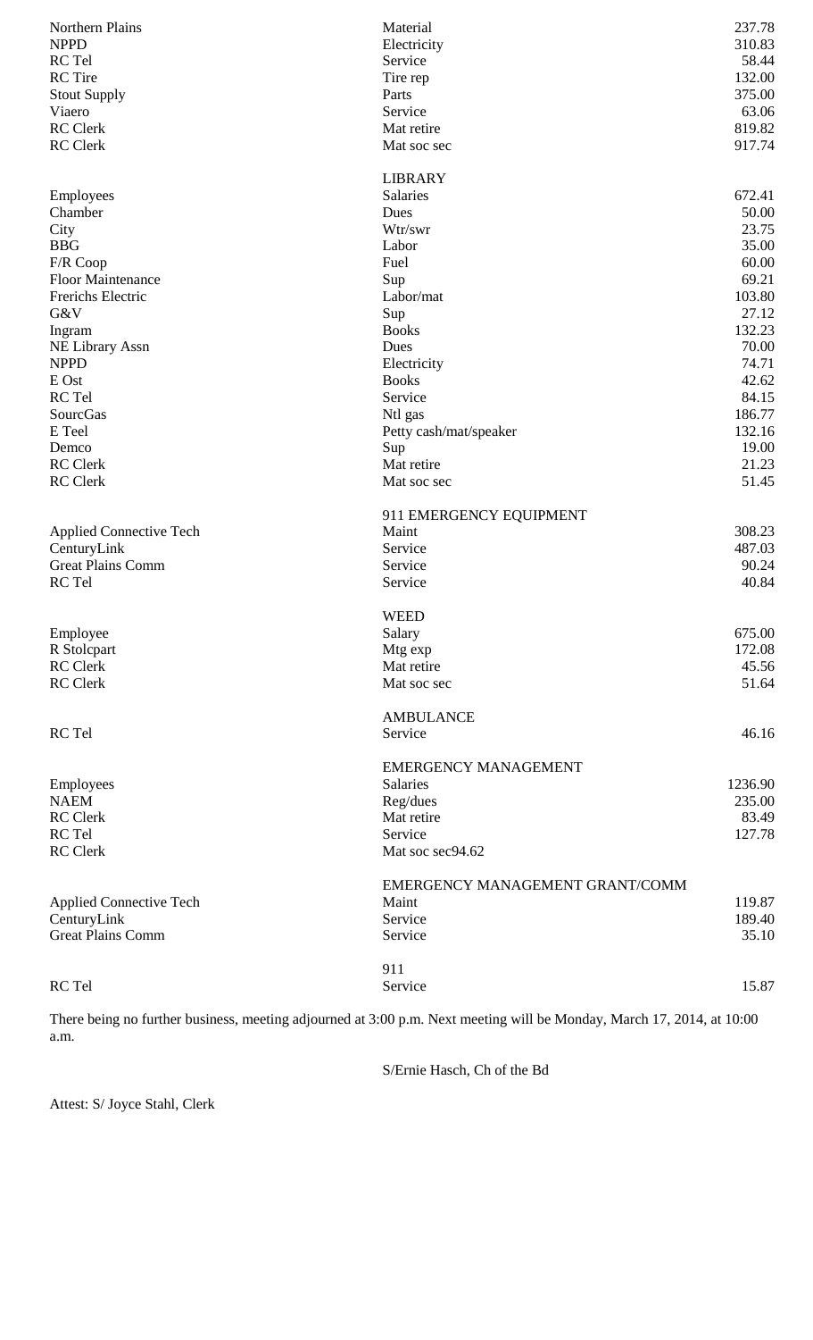| | | |
|---|---|---|
| Northern Plains | Material | 237.78 |
| NPPD | Electricity | 310.83 |
| RC Tel | Service | 58.44 |
| RC Tire | Tire rep | 132.00 |
| Stout Supply | Parts | 375.00 |
| Viaero | Service | 63.06 |
| RC Clerk | Mat retire | 819.82 |
| RC Clerk | Mat soc sec | 917.74 |
| | LIBRARY | |
| Employees | Salaries | 672.41 |
| Chamber | Dues | 50.00 |
| City | Wtr/swr | 23.75 |
| BBG | Labor | 35.00 |
| F/R Coop | Fuel | 60.00 |
| Floor Maintenance | Sup | 69.21 |
| Frerichs Electric | Labor/mat | 103.80 |
| G&V | Sup | 27.12 |
| Ingram | Books | 132.23 |
| NE Library Assn | Dues | 70.00 |
| NPPD | Electricity | 74.71 |
| E Ost | Books | 42.62 |
| RC Tel | Service | 84.15 |
| SourcGas | Ntl gas | 186.77 |
| E Teel | Petty cash/mat/speaker | 132.16 |
| Demco | Sup | 19.00 |
| RC Clerk | Mat retire | 21.23 |
| RC Clerk | Mat soc sec | 51.45 |
| | 911 EMERGENCY EQUIPMENT | |
| Applied Connective Tech | Maint | 308.23 |
| CenturyLink | Service | 487.03 |
| Great Plains Comm | Service | 90.24 |
| RC Tel | Service | 40.84 |
| | WEED | |
| Employee | Salary | 675.00 |
| R Stolcpart | Mtg exp | 172.08 |
| RC Clerk | Mat retire | 45.56 |
| RC Clerk | Mat soc sec | 51.64 |
| | AMBULANCE | |
| RC Tel | Service | 46.16 |
| | EMERGENCY MANAGEMENT | |
| Employees | Salaries | 1236.90 |
| NAEM | Reg/dues | 235.00 |
| RC Clerk | Mat retire | 83.49 |
| RC Tel | Service | 127.78 |
| RC Clerk | Mat soc sec94.62 | |
| | EMERGENCY MANAGEMENT GRANT/COMM | |
| Applied Connective Tech | Maint | 119.87 |
| CenturyLink | Service | 189.40 |
| Great Plains Comm | Service | 35.10 |
| | 911 | |
| RC Tel | Service | 15.87 |

There being no further business, meeting adjourned at 3:00 p.m. Next meeting will be Monday, March 17, 2014, at 10:00 a.m.

S/Ernie Hasch, Ch of the Bd

Attest: S/ Joyce Stahl, Clerk